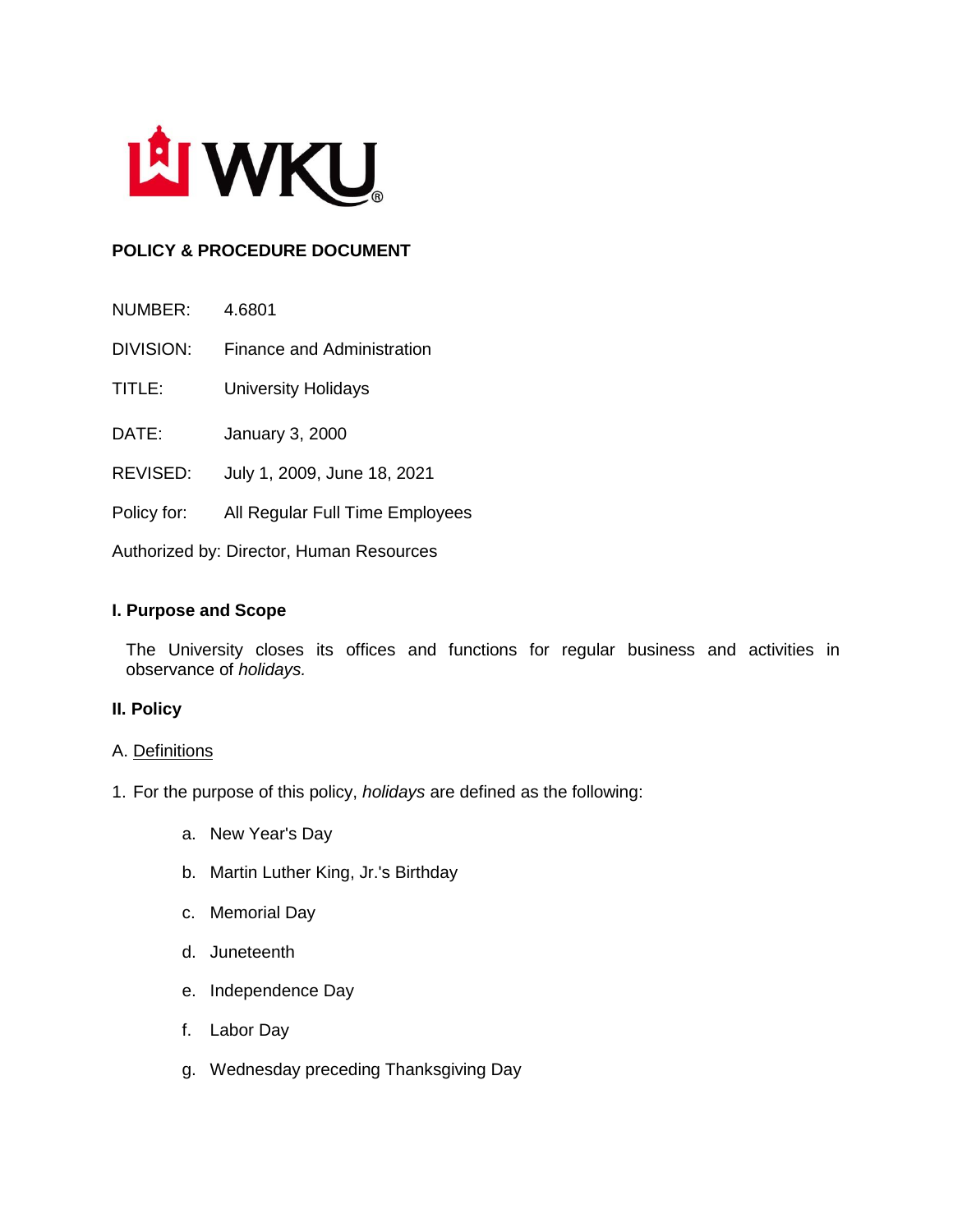WKU®

**POLICY & PROCEDURE DOCUMENT**

NUMBER: 4.6801

DIVISION: Finance and Administration

TITLE: University Holidays

DATE: January 3, 2000

REVISED: July 1, 2009, June 18, 2021

Policy for: All Regular Full Time Employees

Authorized by: Director, Human Resources

## I. Purpose and Scope

The University closes its offices and functions for regular business and activities in observance of *holidays.*

## II. Policy

### A. Definitions

1. For the purpose of this policy, *holidays* are defined as the following:

   a. New Year's Day

   b. Martin Luther King, Jr.'s Birthday

   c. Memorial Day

   d. Juneteenth

   e. Independence Day

   f. Labor Day

   g. Wednesday preceding Thanksgiving Day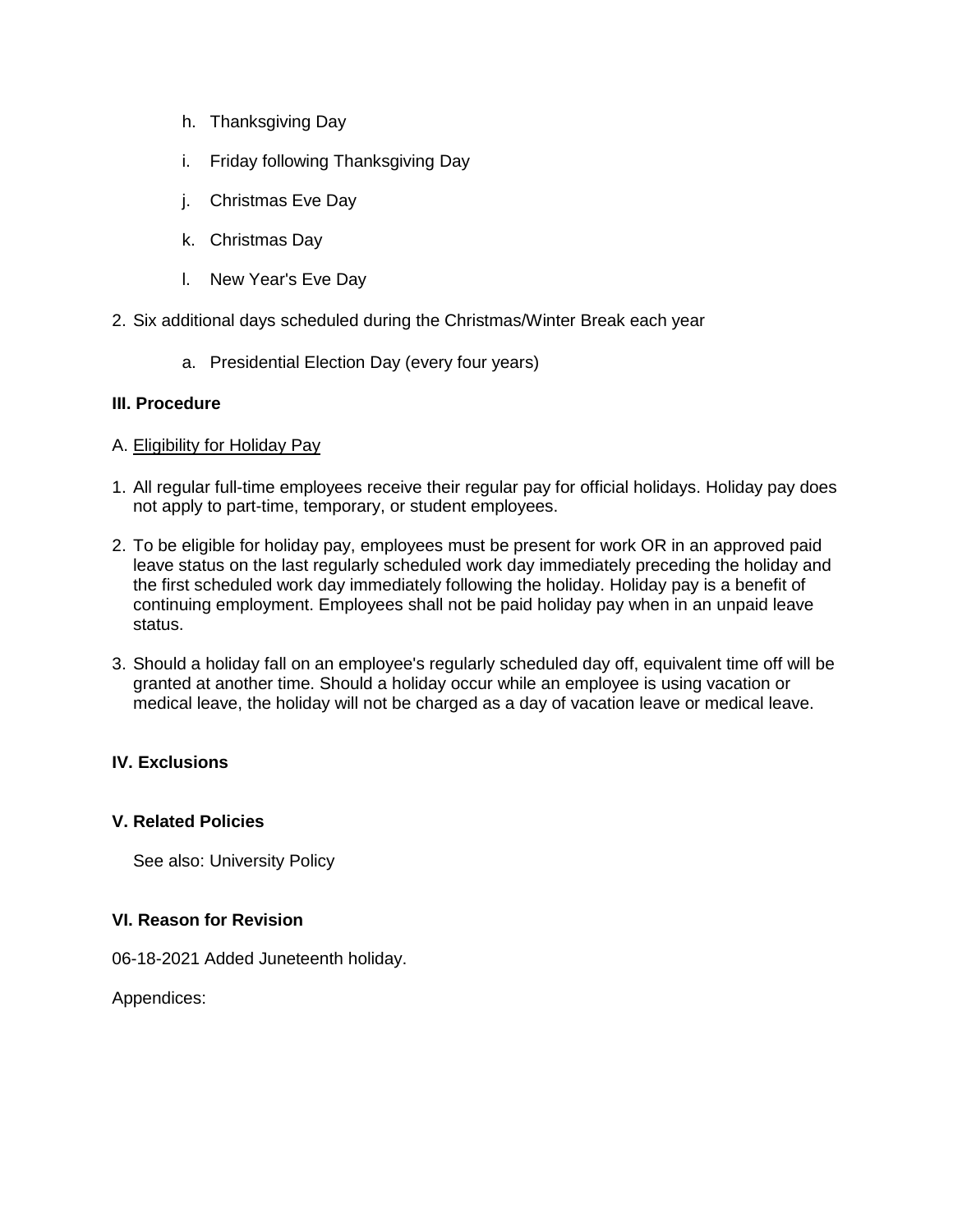h. Thanksgiving Day

i. Friday following Thanksgiving Day

j. Christmas Eve Day

k. Christmas Day

l. New Year's Eve Day

2. Six additional days scheduled during the Christmas/Winter Break each year

    a. Presidential Election Day (every four years)

**III. Procedure**

A. Eligibility for Holiday Pay

1. All regular full-time employees receive their regular pay for official holidays. Holiday pay does not apply to part-time, temporary, or student employees.

2. To be eligible for holiday pay, employees must be present for work OR in an approved paid leave status on the last regularly scheduled work day immediately preceding the holiday and the first scheduled work day immediately following the holiday. Holiday pay is a benefit of continuing employment. Employees shall not be paid holiday pay when in an unpaid leave status.

3. Should a holiday fall on an employee's regularly scheduled day off, equivalent time off will be granted at another time. Should a holiday occur while an employee is using vacation or medical leave, the holiday will not be charged as a day of vacation leave or medical leave.

**IV. Exclusions**

**V. Related Policies**

See also: University Policy

**VI. Reason for Revision**

06-18-2021 Added Juneteenth holiday.

Appendices: